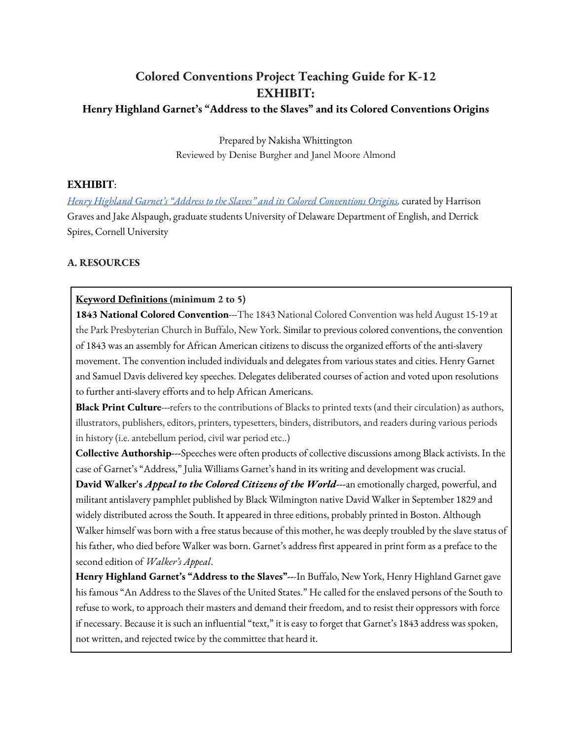# Colored Conventions Project Teaching Guide for K-12
# EXHIBIT:
## Henry Highland Garnet's "Address to the Slaves" and its Colored Conventions Origins

Prepared by Nakisha Whittington
Reviewed by Denise Burgher and Janel Moore Almond

**EXHIBIT**:

*Henry Highland Garnet's "Address to the Slaves" and its Colored Conventions Origins,* curated by Harrison Graves and Jake Alspaugh, graduate students University of Delaware Department of English, and Derrick Spires, Cornell University

**A. RESOURCES**

**Keyword Definitions (minimum 2 to 5)**

**1843 National Colored Convention**---The 1843 National Colored Convention was held August 15-19 at the Park Presbyterian Church in Buffalo, New York. Similar to previous colored conventions, the convention of 1843 was an assembly for African American citizens to discuss the organized efforts of the anti-slavery movement. The convention included individuals and delegates from various states and cities. Henry Garnet and Samuel Davis delivered key speeches. Delegates deliberated courses of action and voted upon resolutions to further anti-slavery efforts and to help African Americans.

**Black Print Culture**---refers to the contributions of Blacks to printed texts (and their circulation) as authors, illustrators, publishers, editors, printers, typesetters, binders, distributors, and readers during various periods in history (i.e. antebellum period, civil war period etc..)

**Collective Authorship---**Speeches were often products of collective discussions among Black activists. In the case of Garnet's "Address," Julia Williams Garnet's hand in its writing and development was crucial.

**David Walker's *Appeal to the Colored Citizens of the World*---**an emotionally charged, powerful, and militant antislavery pamphlet published by Black Wilmington native David Walker in September 1829 and widely distributed across the South. It appeared in three editions, probably printed in Boston. Although Walker himself was born with a free status because of this mother, he was deeply troubled by the slave status of his father, who died before Walker was born. Garnet's address first appeared in print form as a preface to the second edition of *Walker's Appeal*.

**Henry Highland Garnet's "Address to the Slaves"---**In Buffalo, New York, Henry Highland Garnet gave his famous "An Address to the Slaves of the United States." He called for the enslaved persons of the South to refuse to work, to approach their masters and demand their freedom, and to resist their oppressors with force if necessary. Because it is such an influential "text," it is easy to forget that Garnet's 1843 address was spoken, not written, and rejected twice by the committee that heard it.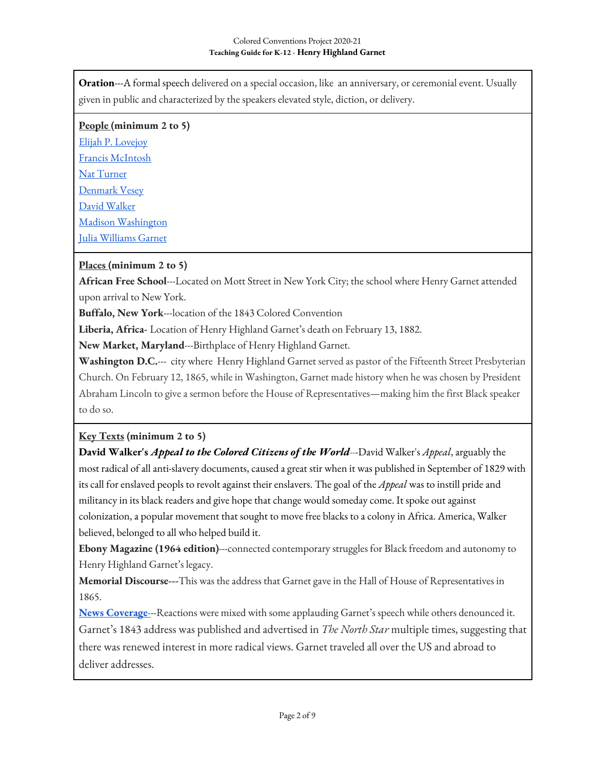**Oration**---A formal speech delivered on a special occasion, like an anniversary, or ceremonial event. Usually given in public and characterized by the speakers elevated style, diction, or delivery.

**People (minimum 2 to 5)**

Elijah P. Lovejoy
Francis McIntosh
Nat Turner
Denmark Vesey
David Walker
Madison Washington
Julia Williams Garnet

**Places (minimum 2 to 5)**

**African Free School**---Located on Mott Street in New York City; the school where Henry Garnet attended upon arrival to New York.

**Buffalo, New York**---location of the 1843 Colored Convention

**Liberia, Africa**- Location of Henry Highland Garnet's death on February 13, 1882.

**New Market, Maryland**---Birthplace of Henry Highland Garnet.

**Washington D.C.**--- city where Henry Highland Garnet served as pastor of the Fifteenth Street Presbyterian Church. On February 12, 1865, while in Washington, Garnet made history when he was chosen by President Abraham Lincoln to give a sermon before the House of Representatives—making him the first Black speaker to do so.

**Key Texts (minimum 2 to 5)**

**David Walker's *Appeal to the Colored Citizens of the World***---David Walker's *Appeal*, arguably the most radical of all anti-slavery documents, caused a great stir when it was published in September of 1829 with its call for enslaved peopls to revolt against their enslavers. The goal of the *Appeal* was to instill pride and militancy in its black readers and give hope that change would someday come. It spoke out against colonization, a popular movement that sought to move free blacks to a colony in Africa. America, Walker believed, belonged to all who helped build it.

**Ebony Magazine (1964 edition)**---connected contemporary struggles for Black freedom and autonomy to Henry Highland Garnet's legacy.

**Memorial Discourse**---This was the address that Garnet gave in the Hall of House of Representatives in 1865.

**News Coverage**---Reactions were mixed with some applauding Garnet's speech while others denounced it. Garnet's 1843 address was published and advertised in *The North Star* multiple times, suggesting that there was renewed interest in more radical views. Garnet traveled all over the US and abroad to deliver addresses.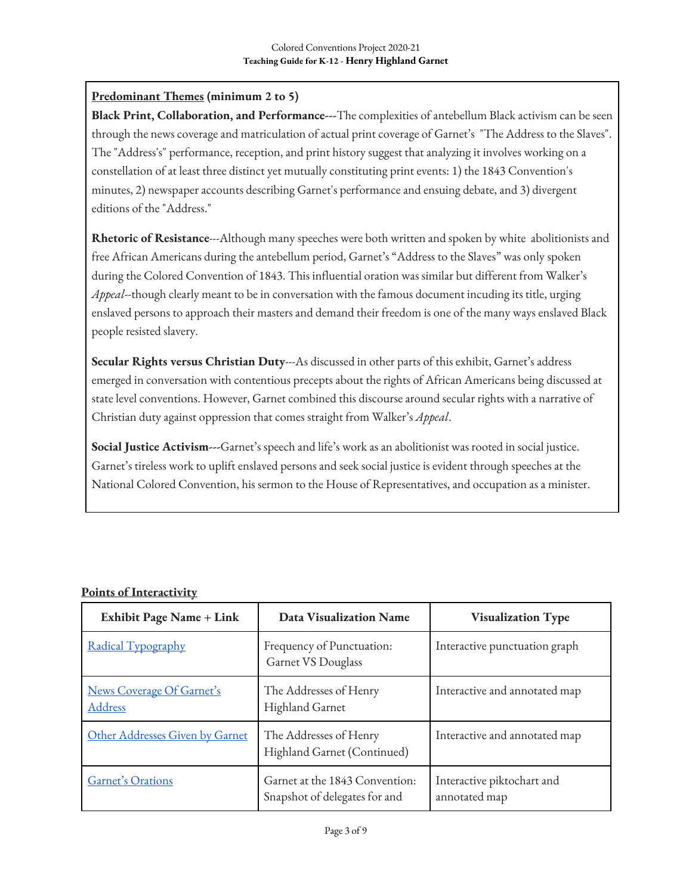**Predominant Themes** **(minimum 2 to 5)**

**Black Print, Collaboration, and Performance**---The complexities of antebellum Black activism can be seen through the news coverage and matriculation of actual print coverage of Garnet's "The Address to the Slaves". The "Address's" performance, reception, and print history suggest that analyzing it involves working on a constellation of at least three distinct yet mutually constituting print events: 1) the 1843 Convention's minutes, 2) newspaper accounts describing Garnet's performance and ensuing debate, and 3) divergent editions of the "Address."

**Rhetoric of Resistance**---Although many speeches were both written and spoken by white abolitionists and free African Americans during the antebellum period, Garnet's "Address to the Slaves" was only spoken during the Colored Convention of 1843. This influential oration was similar but different from Walker's *Appeal*--though clearly meant to be in conversation with the famous document incuding its title, urging enslaved persons to approach their masters and demand their freedom is one of the many ways enslaved Black people resisted slavery.

**Secular Rights versus Christian Duty**---As discussed in other parts of this exhibit, Garnet's address emerged in conversation with contentious precepts about the rights of African Americans being discussed at state level conventions. However, Garnet combined this discourse around secular rights with a narrative of Christian duty against oppression that comes straight from Walker's *Appeal*.

**Social Justice Activism**---Garnet's speech and life's work as an abolitionist was rooted in social justice. Garnet's tireless work to uplift enslaved persons and seek social justice is evident through speeches at the National Colored Convention, his sermon to the House of Representatives, and occupation as a minister.

**Points of Interactivity**

| Exhibit Page Name + Link | Data Visualization Name | Visualization Type |
|---|---|---|
| Radical Typography | Frequency of Punctuation: Garnet VS Douglass | Interactive punctuation graph |
| News Coverage Of Garnet's Address | The Addresses of Henry Highland Garnet | Interactive and annotated map |
| Other Addresses Given by Garnet | The Addresses of Henry Highland Garnet (Continued) | Interactive and annotated map |
| Garnet's Orations | Garnet at the 1843 Convention: Snapshot of delegates for and | Interactive piktochart and annotated map |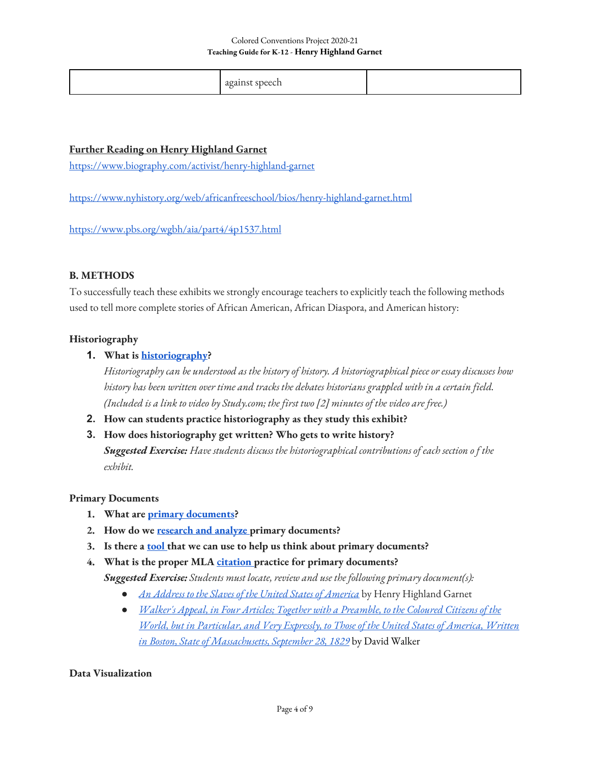| | against speech | |
|---|---|---|

**Further Reading on Henry Highland Garnet**

https://www.biography.com/activist/henry-highland-garnet

https://www.nyhistory.org/web/africanfreeschool/bios/henry-highland-garnet.html

https://www.pbs.org/wgbh/aia/part4/4p1537.html

### B. METHODS

To successfully teach these exhibits we strongly encourage teachers to explicitly teach the following methods used to tell more complete stories of African American, African Diaspora, and American history:

#### Historiography

1. **What is historiography?**
   *Historiography can be understood as the history of history. A historiographical piece or essay discusses how history has been written over time and tracks the debates historians grappled with in a certain field. (Included is a link to video by Study.com; the first two [2] minutes of the video are free.)*
2. **How can students practice historiography as they study this exhibit?**
3. **How does historiography get written? Who gets to write history?**
   ***Suggested Exercise:*** *Have students discuss the historiographical contributions of each section o f the exhibit.*

#### Primary Documents

1. **What are primary documents?**
2. **How do we research and analyze primary documents?**
3. **Is there a tool that we can use to help us think about primary documents?**
4. **What is the proper MLA citation practice for primary documents?**
   ***Suggested Exercise:*** *Students must locate, review and use the following primary document(s):*
   - *An Address to the Slaves of the United States of America* by Henry Highland Garnet
   - *Walker's Appeal, in Four Articles; Together with a Preamble, to the Coloured Citizens of the World, but in Particular, and Very Expressly, to Those of the United States of America, Written in Boston, State of Massachusetts, September 28, 1829* by David Walker

#### Data Visualization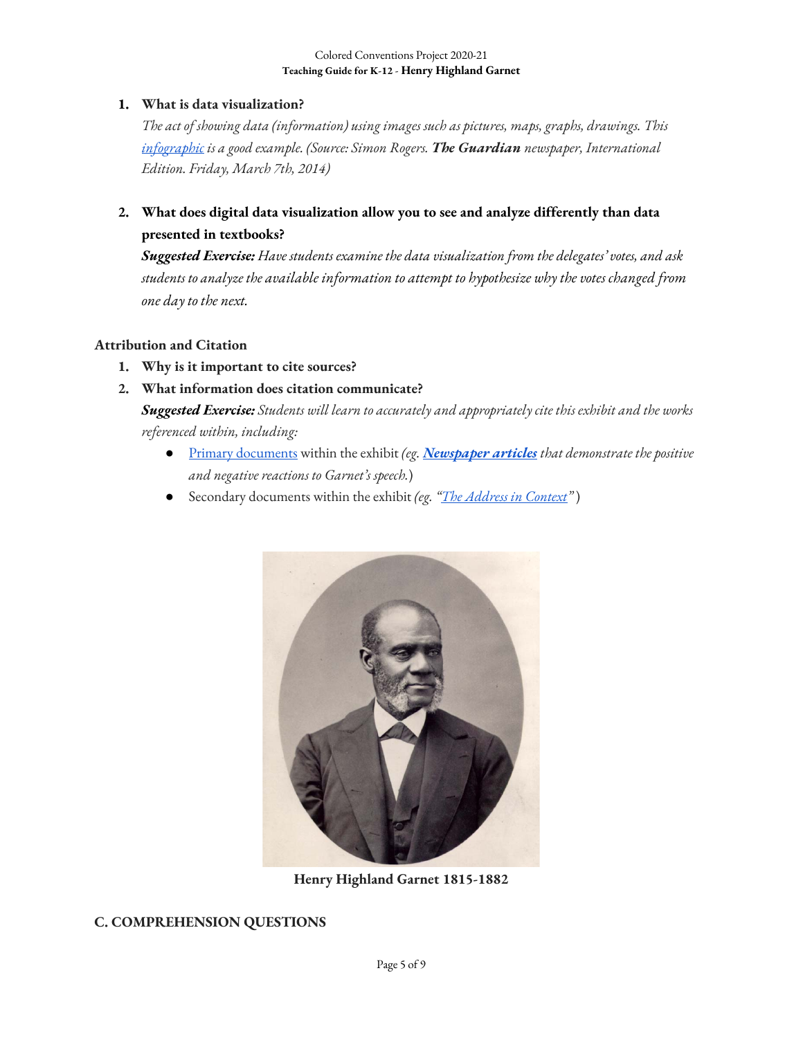1. **What is data visualization?**
   *The act of showing data (information) using images such as pictures, maps, graphs, drawings. This [infographic](#) is a good example. (Source: Simon Rogers.* ***The Guardian*** *newspaper, International Edition. Friday, March 7th, 2014)*

2. **What does digital data visualization allow you to see and analyze differently than data presented in textbooks?**
   ***Suggested Exercise:*** *Have students examine the data visualization from the delegates' votes, and ask students to analyze the available information to attempt to hypothesize why the votes changed from one day to the next.*

**Attribution and Citation**

1. **Why is it important to cite sources?**
2. **What information does citation communicate?**
   ***Suggested Exercise:*** *Students will learn to accurately and appropriately cite this exhibit and the works referenced within, including:*
   - [Primary documents](#) within the exhibit *(eg.* [***Newspaper articles***](#) *that demonstrate the positive and negative reactions to Garnet's speech.*)
   - Secondary documents within the exhibit *(eg. "[The Address in Context](#)"* )

**Henry Highland Garnet 1815-1882**

## C. COMPREHENSION QUESTIONS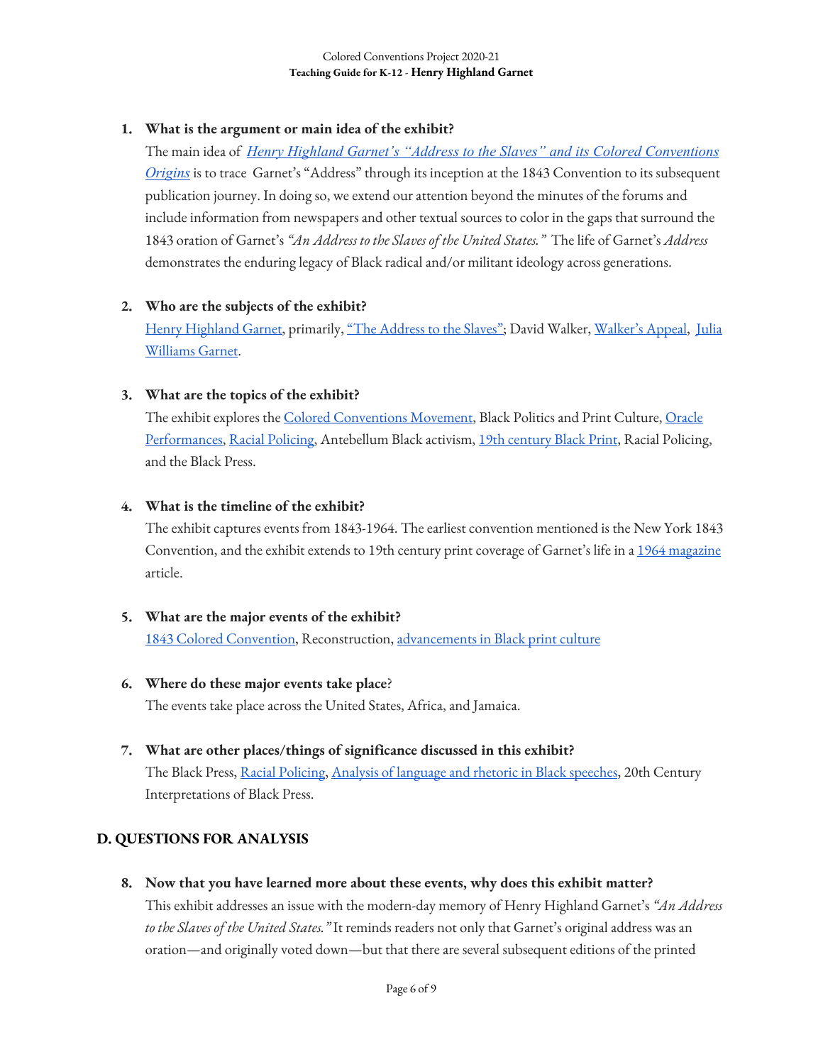1. **What is the argument or main idea of the exhibit?**

   The main idea of *Henry Highland Garnet's "Address to the Slaves" and its Colored Conventions Origins* is to trace Garnet's "Address" through its inception at the 1843 Convention to its subsequent publication journey. In doing so, we extend our attention beyond the minutes of the forums and include information from newspapers and other textual sources to color in the gaps that surround the 1843 oration of Garnet's *"An Address to the Slaves of the United States."* The life of Garnet's *Address* demonstrates the enduring legacy of Black radical and/or militant ideology across generations.

2. **Who are the subjects of the exhibit?**

   Henry Highland Garnet, primarily, "The Address to the Slaves"; David Walker, Walker's Appeal, Julia Williams Garnet.

3. **What are the topics of the exhibit?**

   The exhibit explores the Colored Conventions Movement, Black Politics and Print Culture, Oracle Performances, Racial Policing, Antebellum Black activism, 19th century Black Print, Racial Policing, and the Black Press.

4. **What is the timeline of the exhibit?**

   The exhibit captures events from 1843-1964. The earliest convention mentioned is the New York 1843 Convention, and the exhibit extends to 19th century print coverage of Garnet's life in a 1964 magazine article.

5. **What are the major events of the exhibit?**

   1843 Colored Convention, Reconstruction, advancements in Black print culture

6. **Where do these major events take place**?

   The events take place across the United States, Africa, and Jamaica.

7. **What are other places/things of significance discussed in this exhibit?**

   The Black Press, Racial Policing, Analysis of language and rhetoric in Black speeches, 20th Century Interpretations of Black Press.

## D. QUESTIONS FOR ANALYSIS

8. **Now that you have learned more about these events, why does this exhibit matter?**

   This exhibit addresses an issue with the modern-day memory of Henry Highland Garnet's *"An Address to the Slaves of the United States."* It reminds readers not only that Garnet's original address was an oration—and originally voted down—but that there are several subsequent editions of the printed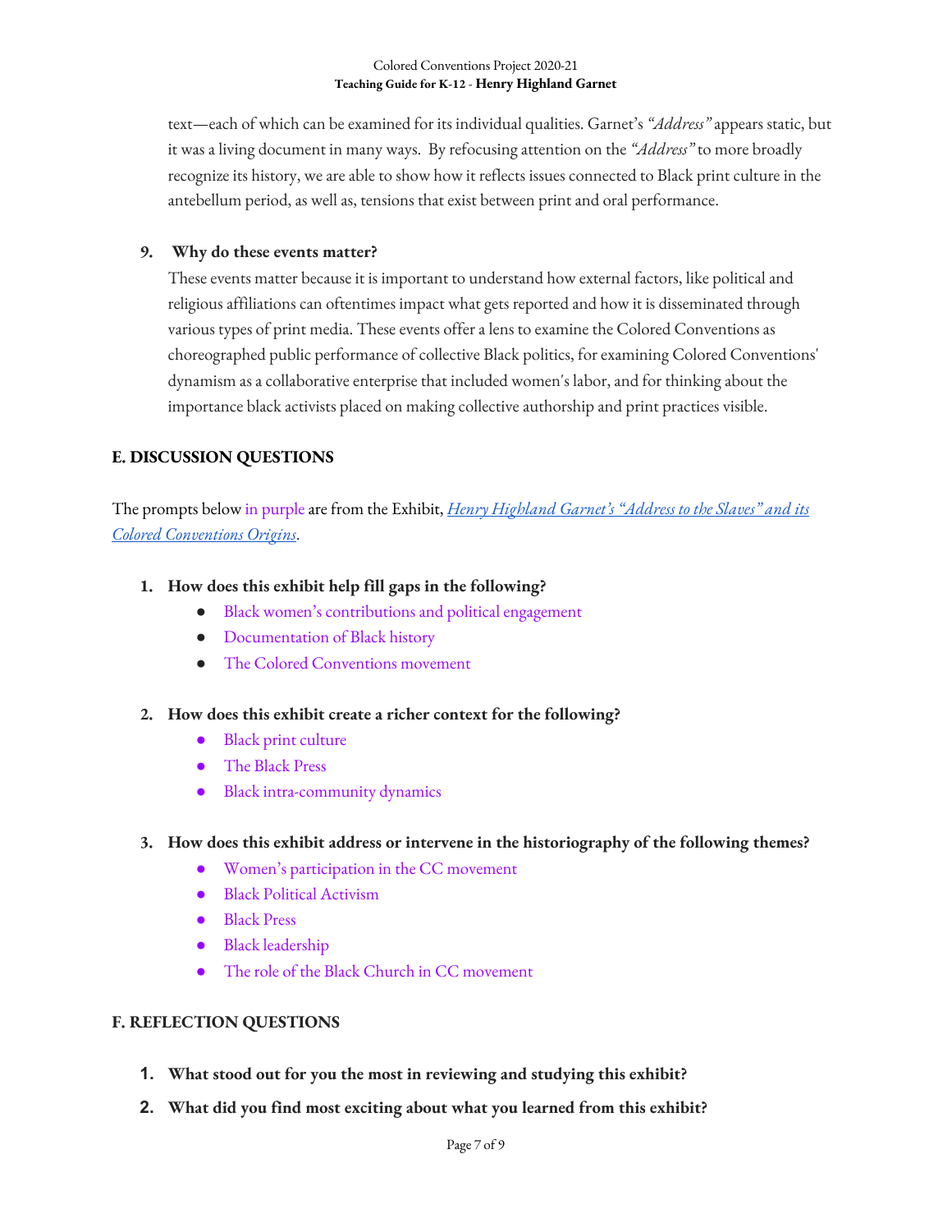text—each of which can be examined for its individual qualities. Garnet's *"Address"* appears static, but it was a living document in many ways. By refocusing attention on the *"Address"* to more broadly recognize its history, we are able to show how it reflects issues connected to Black print culture in the antebellum period, as well as, tensions that exist between print and oral performance.

9. **Why do these events matter?**

   These events matter because it is important to understand how external factors, like political and religious affiliations can oftentimes impact what gets reported and how it is disseminated through various types of print media. These events offer a lens to examine the Colored Conventions as choreographed public performance of collective Black politics, for examining Colored Conventions' dynamism as a collaborative enterprise that included women's labor, and for thinking about the importance black activists placed on making collective authorship and print practices visible.

## E. DISCUSSION QUESTIONS

The prompts below in purple are from the Exhibit, *Henry Highland Garnet's "Address to the Slaves" and its Colored Conventions Origins*.

1. **How does this exhibit help fill gaps in the following?**
   - Black women's contributions and political engagement
   - Documentation of Black history
   - The Colored Conventions movement

2. **How does this exhibit create a richer context for the following?**
   - Black print culture
   - The Black Press
   - Black intra-community dynamics

3. **How does this exhibit address or intervene in the historiography of the following themes?**
   - Women's participation in the CC movement
   - Black Political Activism
   - Black Press
   - Black leadership
   - The role of the Black Church in CC movement

## F. REFLECTION QUESTIONS

1. **What stood out for you the most in reviewing and studying this exhibit?**
2. **What did you find most exciting about what you learned from this exhibit?**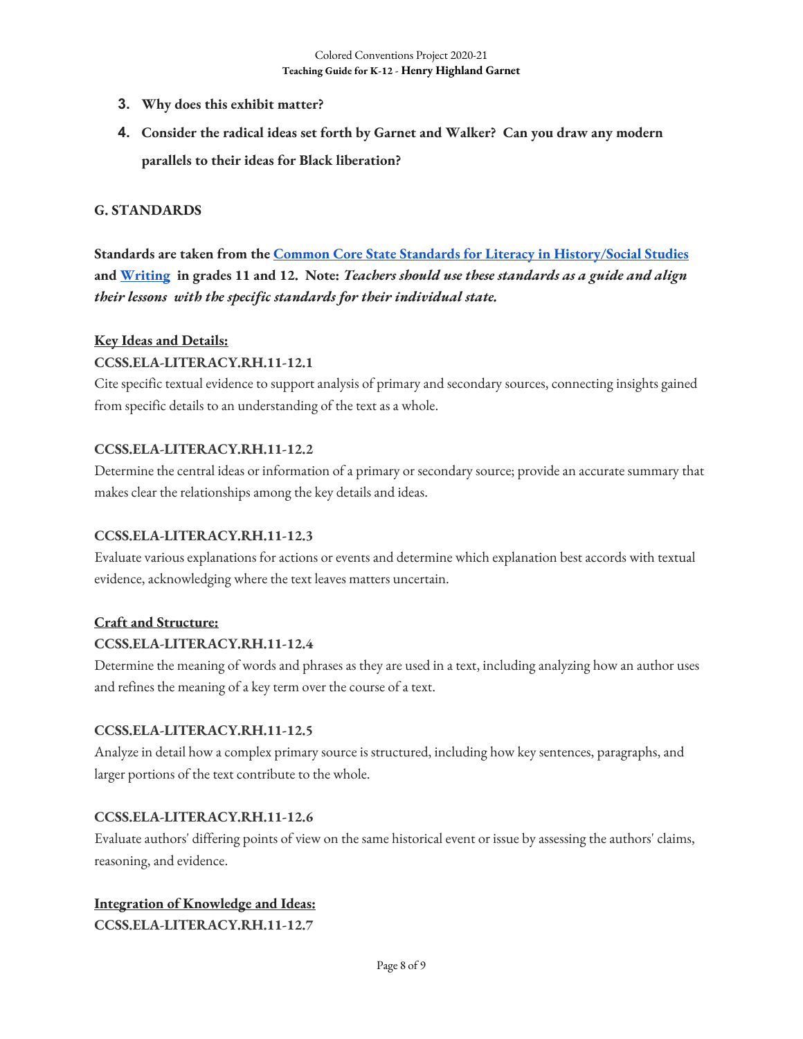3. **Why does this exhibit matter?**
4. **Consider the radical ideas set forth by Garnet and Walker? Can you draw any modern parallels to their ideas for Black liberation?**

### G. STANDARDS

**Standards are taken from the [Common Core State Standards for Literacy in History/Social Studies](#) and [Writing](#) in grades 11 and 12. Note:** ***Teachers should use these standards as a guide and align their lessons with the specific standards for their individual state.***

**Key Ideas and Details:**

**CCSS.ELA-LITERACY.RH.11-12.1**

Cite specific textual evidence to support analysis of primary and secondary sources, connecting insights gained from specific details to an understanding of the text as a whole.

**CCSS.ELA-LITERACY.RH.11-12.2**

Determine the central ideas or information of a primary or secondary source; provide an accurate summary that makes clear the relationships among the key details and ideas.

**CCSS.ELA-LITERACY.RH.11-12.3**

Evaluate various explanations for actions or events and determine which explanation best accords with textual evidence, acknowledging where the text leaves matters uncertain.

**Craft and Structure:**

**CCSS.ELA-LITERACY.RH.11-12.4**

Determine the meaning of words and phrases as they are used in a text, including analyzing how an author uses and refines the meaning of a key term over the course of a text.

**CCSS.ELA-LITERACY.RH.11-12.5**

Analyze in detail how a complex primary source is structured, including how key sentences, paragraphs, and larger portions of the text contribute to the whole.

**CCSS.ELA-LITERACY.RH.11-12.6**

Evaluate authors' differing points of view on the same historical event or issue by assessing the authors' claims, reasoning, and evidence.

**Integration of Knowledge and Ideas:**

**CCSS.ELA-LITERACY.RH.11-12.7**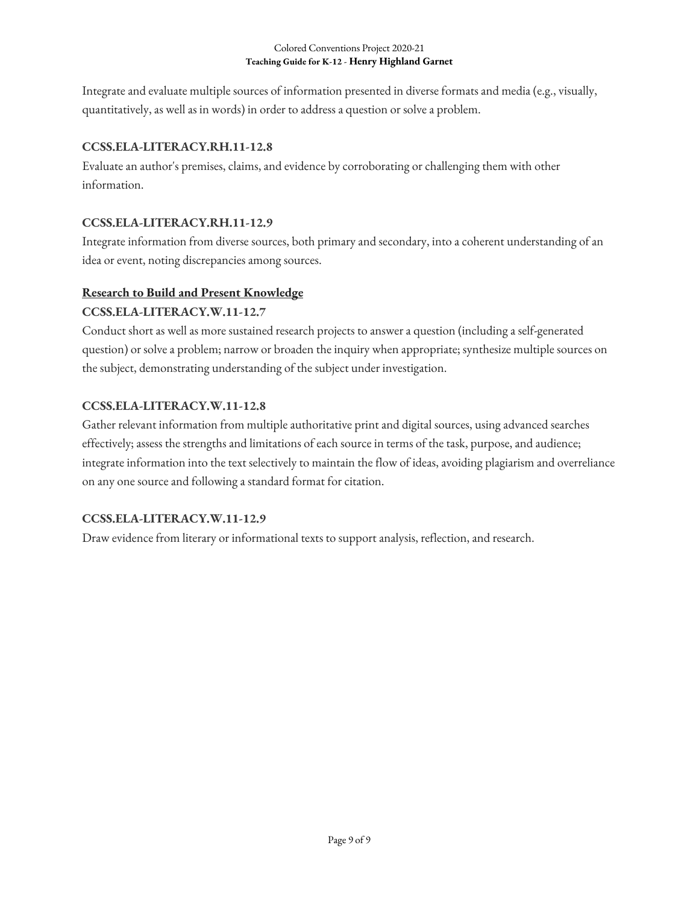Integrate and evaluate multiple sources of information presented in diverse formats and media (e.g., visually, quantitatively, as well as in words) in order to address a question or solve a problem.

**CCSS.ELA-LITERACY.RH.11-12.8**

Evaluate an author's premises, claims, and evidence by corroborating or challenging them with other information.

**CCSS.ELA-LITERACY.RH.11-12.9**

Integrate information from diverse sources, both primary and secondary, into a coherent understanding of an idea or event, noting discrepancies among sources.

**Research to Build and Present Knowledge**

**CCSS.ELA-LITERACY.W.11-12.7**

Conduct short as well as more sustained research projects to answer a question (including a self-generated question) or solve a problem; narrow or broaden the inquiry when appropriate; synthesize multiple sources on the subject, demonstrating understanding of the subject under investigation.

**CCSS.ELA-LITERACY.W.11-12.8**

Gather relevant information from multiple authoritative print and digital sources, using advanced searches effectively; assess the strengths and limitations of each source in terms of the task, purpose, and audience; integrate information into the text selectively to maintain the flow of ideas, avoiding plagiarism and overreliance on any one source and following a standard format for citation.

**CCSS.ELA-LITERACY.W.11-12.9**

Draw evidence from literary or informational texts to support analysis, reflection, and research.